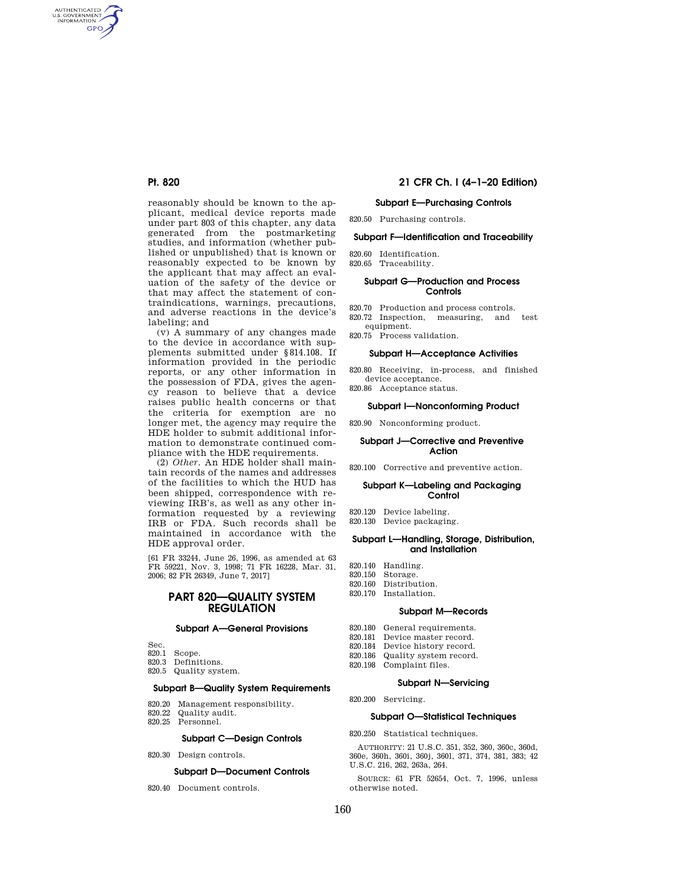reasonably should be known to the applicant, medical device reports made under part 803 of this chapter, any data generated from the postmarketing studies, and information (whether published or unpublished) that is known or reasonably expected to be known by the applicant that may affect an evaluation of the safety of the device or that may affect the statement of contraindications, warnings, precautions, and adverse reactions in the device's labeling; and

(v) A summary of any changes made to the device in accordance with supplements submitted under §814.108. If information provided in the periodic reports, or any other information in the possession of FDA, gives the agency reason to believe that a device raises public health concerns or that the criteria for exemption are no longer met, the agency may require the HDE holder to submit additional information to demonstrate continued compliance with the HDE requirements.

(2) *Other.* An HDE holder shall maintain records of the names and addresses of the facilities to which the HUD has been shipped, correspondence with reviewing IRB's, as well as any other information requested by a reviewing IRB or FDA. Such records shall be maintained in accordance with the HDE approval order.

[61 FR 33244, June 26, 1996, as amended at 63 FR 59221, Nov. 3, 1998; 71 FR 16228, Mar. 31, 2006; 82 FR 26349, June 7, 2017]

# PART 820—QUALITY SYSTEM REGULATION

### Subpart A—General Provisions

Sec.
820.1 Scope.
820.3 Definitions.
820.5 Quality system.

### Subpart B—Quality System Requirements

820.20 Management responsibility.
820.22 Quality audit.
820.25 Personnel.

### Subpart C—Design Controls

820.30 Design controls.

### Subpart D—Document Controls

820.40 Document controls.

### Subpart E—Purchasing Controls

820.50 Purchasing controls.

### Subpart F—Identification and Traceability

820.60 Identification.
820.65 Traceability.

### Subpart G—Production and Process Controls

820.70 Production and process controls.
820.72 Inspection, measuring, and test equipment.
820.75 Process validation.

### Subpart H—Acceptance Activities

820.80 Receiving, in-process, and finished device acceptance.
820.86 Acceptance status.

### Subpart I—Nonconforming Product

820.90 Nonconforming product.

### Subpart J—Corrective and Preventive Action

820.100 Corrective and preventive action.

### Subpart K—Labeling and Packaging Control

820.120 Device labeling.
820.130 Device packaging.

### Subpart L—Handling, Storage, Distribution, and Installation

820.140 Handling.
820.150 Storage.
820.160 Distribution.
820.170 Installation.

### Subpart M—Records

820.180 General requirements.
820.181 Device master record.
820.184 Device history record.
820.186 Quality system record.
820.198 Complaint files.

### Subpart N—Servicing

820.200 Servicing.

### Subpart O—Statistical Techniques

820.250 Statistical techniques.

AUTHORITY: 21 U.S.C. 351, 352, 360, 360c, 360d, 360e, 360h, 360i, 360j, 360l, 371, 374, 381, 383; 42 U.S.C. 216, 262, 263a, 264.

SOURCE: 61 FR 52654, Oct. 7, 1996, unless otherwise noted.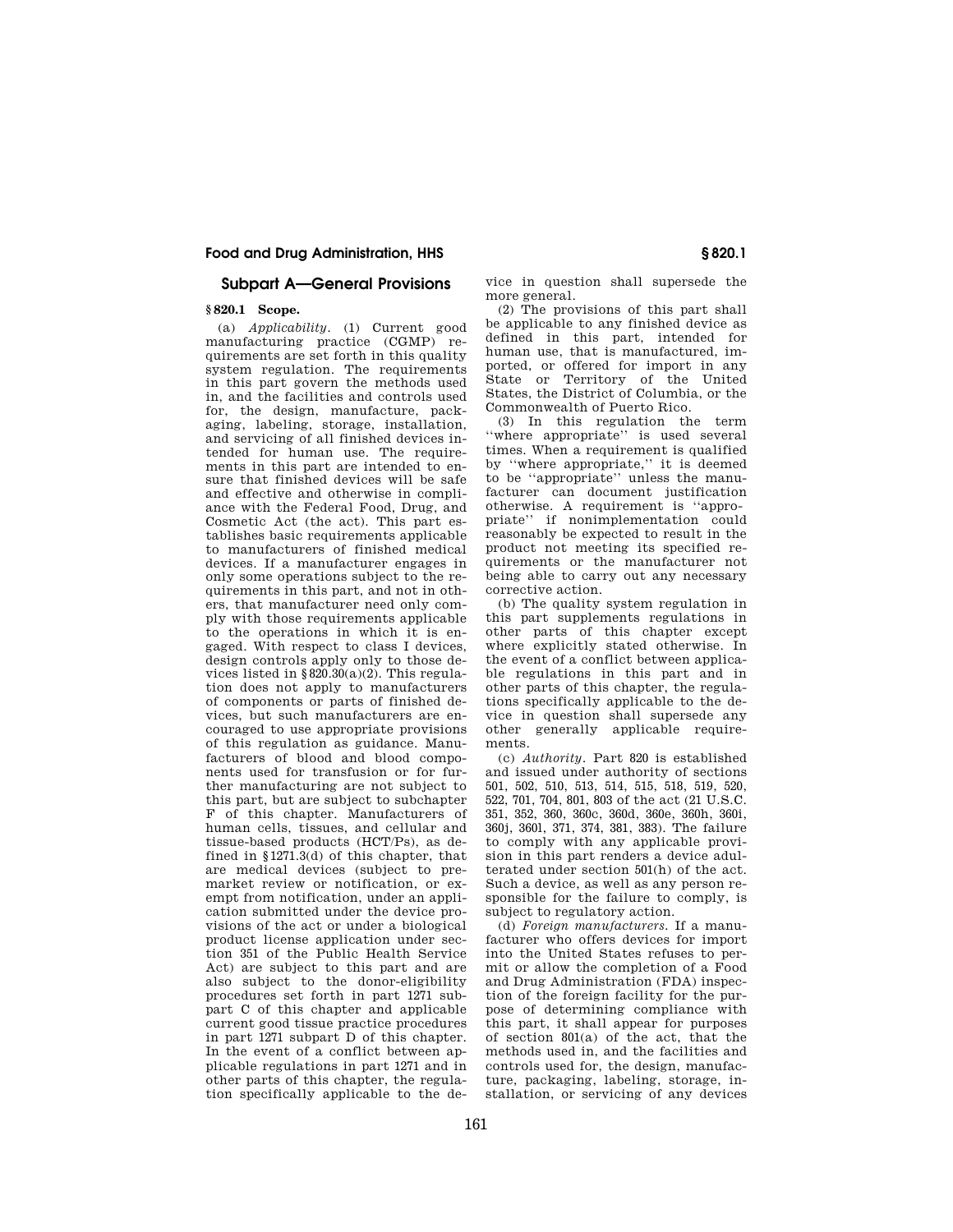## Subpart A—General Provisions

### § 820.1 Scope.

(a) *Applicability*. (1) Current good manufacturing practice (CGMP) requirements are set forth in this quality system regulation. The requirements in this part govern the methods used in, and the facilities and controls used for, the design, manufacture, packaging, labeling, storage, installation, and servicing of all finished devices intended for human use. The requirements in this part are intended to ensure that finished devices will be safe and effective and otherwise in compliance with the Federal Food, Drug, and Cosmetic Act (the act). This part establishes basic requirements applicable to manufacturers of finished medical devices. If a manufacturer engages in only some operations subject to the requirements in this part, and not in others, that manufacturer need only comply with those requirements applicable to the operations in which it is engaged. With respect to class I devices, design controls apply only to those devices listed in § 820.30(a)(2). This regulation does not apply to manufacturers of components or parts of finished devices, but such manufacturers are encouraged to use appropriate provisions of this regulation as guidance. Manufacturers of blood and blood components used for transfusion or for further manufacturing are not subject to this part, but are subject to subchapter F of this chapter. Manufacturers of human cells, tissues, and cellular and tissue-based products (HCT/Ps), as defined in § 1271.3(d) of this chapter, that are medical devices (subject to premarket review or notification, or exempt from notification, under an application submitted under the device provisions of the act or under a biological product license application under section 351 of the Public Health Service Act) are subject to this part and are also subject to the donor-eligibility procedures set forth in part 1271 subpart C of this chapter and applicable current good tissue practice procedures in part 1271 subpart D of this chapter. In the event of a conflict between applicable regulations in part 1271 and in other parts of this chapter, the regulation specifically applicable to the device in question shall supersede the more general.

(2) The provisions of this part shall be applicable to any finished device as defined in this part, intended for human use, that is manufactured, imported, or offered for import in any State or Territory of the United States, the District of Columbia, or the Commonwealth of Puerto Rico.

(3) In this regulation the term ''where appropriate'' is used several times. When a requirement is qualified by ''where appropriate,'' it is deemed to be ''appropriate'' unless the manufacturer can document justification otherwise. A requirement is ''appropriate'' if nonimplementation could reasonably be expected to result in the product not meeting its specified requirements or the manufacturer not being able to carry out any necessary corrective action.

(b) The quality system regulation in this part supplements regulations in other parts of this chapter except where explicitly stated otherwise. In the event of a conflict between applicable regulations in this part and in other parts of this chapter, the regulations specifically applicable to the device in question shall supersede any other generally applicable requirements.

(c) *Authority*. Part 820 is established and issued under authority of sections 501, 502, 510, 513, 514, 515, 518, 519, 520, 522, 701, 704, 801, 803 of the act (21 U.S.C. 351, 352, 360, 360c, 360d, 360e, 360h, 360i, 360j, 360l, 371, 374, 381, 383). The failure to comply with any applicable provision in this part renders a device adulterated under section 501(h) of the act. Such a device, as well as any person responsible for the failure to comply, is subject to regulatory action.

(d) *Foreign manufacturers*. If a manufacturer who offers devices for import into the United States refuses to permit or allow the completion of a Food and Drug Administration (FDA) inspection of the foreign facility for the purpose of determining compliance with this part, it shall appear for purposes of section 801(a) of the act, that the methods used in, and the facilities and controls used for, the design, manufacture, packaging, labeling, storage, installation, or servicing of any devices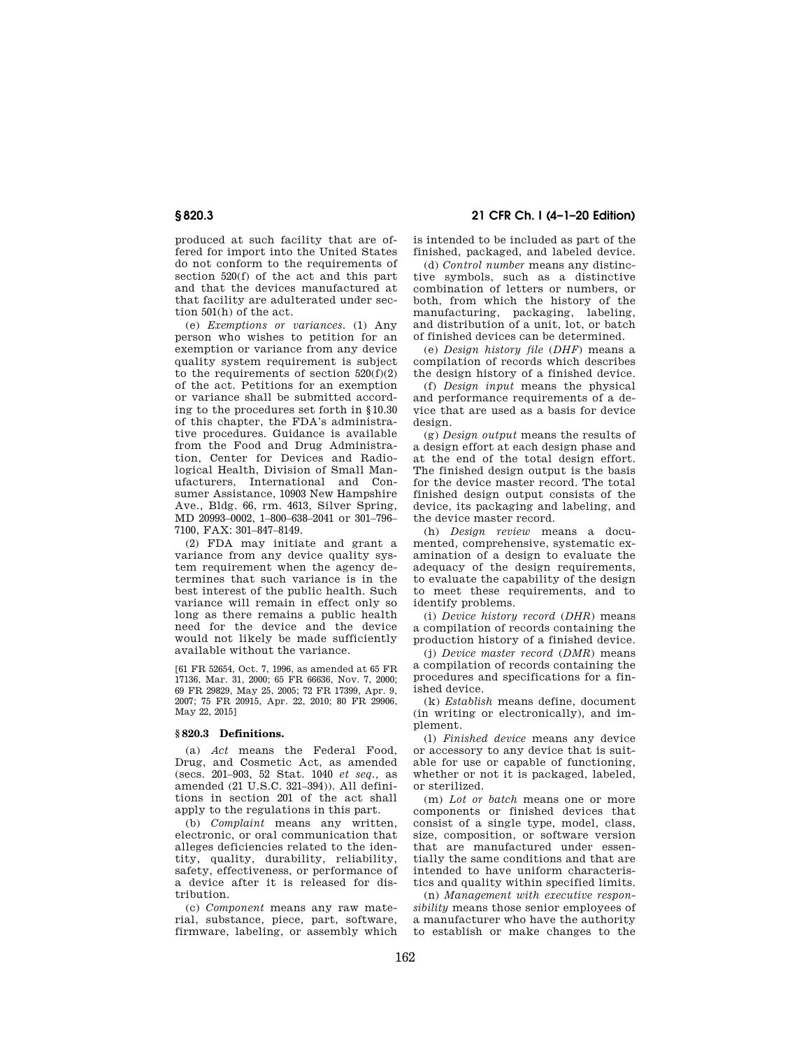produced at such facility that are offered for import into the United States do not conform to the requirements of section 520(f) of the act and this part and that the devices manufactured at that facility are adulterated under section 501(h) of the act.

(e) *Exemptions or variances.* (1) Any person who wishes to petition for an exemption or variance from any device quality system requirement is subject to the requirements of section 520(f)(2) of the act. Petitions for an exemption or variance shall be submitted according to the procedures set forth in §10.30 of this chapter, the FDA's administrative procedures. Guidance is available from the Food and Drug Administration, Center for Devices and Radiological Health, Division of Small Manufacturers, International and Consumer Assistance, 10903 New Hampshire Ave., Bldg. 66, rm. 4613, Silver Spring, MD 20993–0002, 1–800–638–2041 or 301–796–7100, FAX: 301–847–8149.

(2) FDA may initiate and grant a variance from any device quality system requirement when the agency determines that such variance is in the best interest of the public health. Such variance will remain in effect only so long as there remains a public health need for the device and the device would not likely be made sufficiently available without the variance.

[61 FR 52654, Oct. 7, 1996, as amended at 65 FR 17136, Mar. 31, 2000; 65 FR 66636, Nov. 7, 2000; 69 FR 29829, May 25, 2005; 72 FR 17399, Apr. 9, 2007; 75 FR 20915, Apr. 22, 2010; 80 FR 29906, May 22, 2015]

## § 820.3 Definitions.

(a) *Act* means the Federal Food, Drug, and Cosmetic Act, as amended (secs. 201–903, 52 Stat. 1040 *et seq.*, as amended (21 U.S.C. 321–394)). All definitions in section 201 of the act shall apply to the regulations in this part.

(b) *Complaint* means any written, electronic, or oral communication that alleges deficiencies related to the identity, quality, durability, reliability, safety, effectiveness, or performance of a device after it is released for distribution.

(c) *Component* means any raw material, substance, piece, part, software, firmware, labeling, or assembly which is intended to be included as part of the finished, packaged, and labeled device.

(d) *Control number* means any distinctive symbols, such as a distinctive combination of letters or numbers, or both, from which the history of the manufacturing, packaging, labeling, and distribution of a unit, lot, or batch of finished devices can be determined.

(e) *Design history file* (*DHF*) means a compilation of records which describes the design history of a finished device.

(f) *Design input* means the physical and performance requirements of a device that are used as a basis for device design.

(g) *Design output* means the results of a design effort at each design phase and at the end of the total design effort. The finished design output is the basis for the device master record. The total finished design output consists of the device, its packaging and labeling, and the device master record.

(h) *Design review* means a documented, comprehensive, systematic examination of a design to evaluate the adequacy of the design requirements, to evaluate the capability of the design to meet these requirements, and to identify problems.

(i) *Device history record* (*DHR*) means a compilation of records containing the production history of a finished device.

(j) *Device master record* (*DMR*) means a compilation of records containing the procedures and specifications for a finished device.

(k) *Establish* means define, document (in writing or electronically), and implement.

(l) *Finished device* means any device or accessory to any device that is suitable for use or capable of functioning, whether or not it is packaged, labeled, or sterilized.

(m) *Lot or batch* means one or more components or finished devices that consist of a single type, model, class, size, composition, or software version that are manufactured under essentially the same conditions and that are intended to have uniform characteristics and quality within specified limits.

(n) *Management with executive responsibility* means those senior employees of a manufacturer who have the authority to establish or make changes to the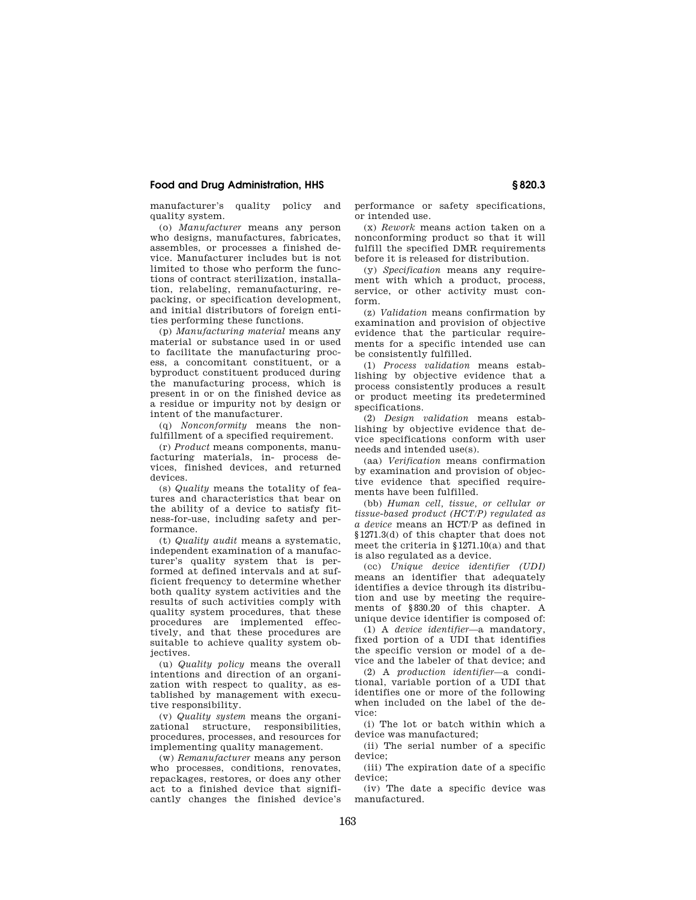manufacturer's quality policy and quality system.

(o) *Manufacturer* means any person who designs, manufactures, fabricates, assembles, or processes a finished device. Manufacturer includes but is not limited to those who perform the functions of contract sterilization, installation, relabeling, remanufacturing, repacking, or specification development, and initial distributors of foreign entities performing these functions.

(p) *Manufacturing material* means any material or substance used in or used to facilitate the manufacturing process, a concomitant constituent, or a byproduct constituent produced during the manufacturing process, which is present in or on the finished device as a residue or impurity not by design or intent of the manufacturer.

(q) *Nonconformity* means the nonfulfillment of a specified requirement.

(r) *Product* means components, manufacturing materials, in- process devices, finished devices, and returned devices.

(s) *Quality* means the totality of features and characteristics that bear on the ability of a device to satisfy fitness-for-use, including safety and performance.

(t) *Quality audit* means a systematic, independent examination of a manufacturer's quality system that is performed at defined intervals and at sufficient frequency to determine whether both quality system activities and the results of such activities comply with quality system procedures, that these procedures are implemented effectively, and that these procedures are suitable to achieve quality system objectives.

(u) *Quality policy* means the overall intentions and direction of an organization with respect to quality, as established by management with executive responsibility.

(v) *Quality system* means the organizational structure, responsibilities, procedures, processes, and resources for implementing quality management.

(w) *Remanufacturer* means any person who processes, conditions, renovates, repackages, restores, or does any other act to a finished device that significantly changes the finished device's performance or safety specifications, or intended use.

(x) *Rework* means action taken on a nonconforming product so that it will fulfill the specified DMR requirements before it is released for distribution.

(y) *Specification* means any requirement with which a product, process, service, or other activity must conform.

(z) *Validation* means confirmation by examination and provision of objective evidence that the particular requirements for a specific intended use can be consistently fulfilled.

(1) *Process validation* means establishing by objective evidence that a process consistently produces a result or product meeting its predetermined specifications.

(2) *Design validation* means establishing by objective evidence that device specifications conform with user needs and intended use(s).

(aa) *Verification* means confirmation by examination and provision of objective evidence that specified requirements have been fulfilled.

(bb) *Human cell, tissue, or cellular or tissue-based product (HCT/P) regulated as a device* means an HCT/P as defined in §1271.3(d) of this chapter that does not meet the criteria in §1271.10(a) and that is also regulated as a device.

(cc) *Unique device identifier (UDI)* means an identifier that adequately identifies a device through its distribution and use by meeting the requirements of §830.20 of this chapter. A unique device identifier is composed of:

(1) A *device identifier*—a mandatory, fixed portion of a UDI that identifies the specific version or model of a device and the labeler of that device; and

(2) A *production identifier*—a conditional, variable portion of a UDI that identifies one or more of the following when included on the label of the device:

(i) The lot or batch within which a device was manufactured;

(ii) The serial number of a specific device;

(iii) The expiration date of a specific device;

(iv) The date a specific device was manufactured.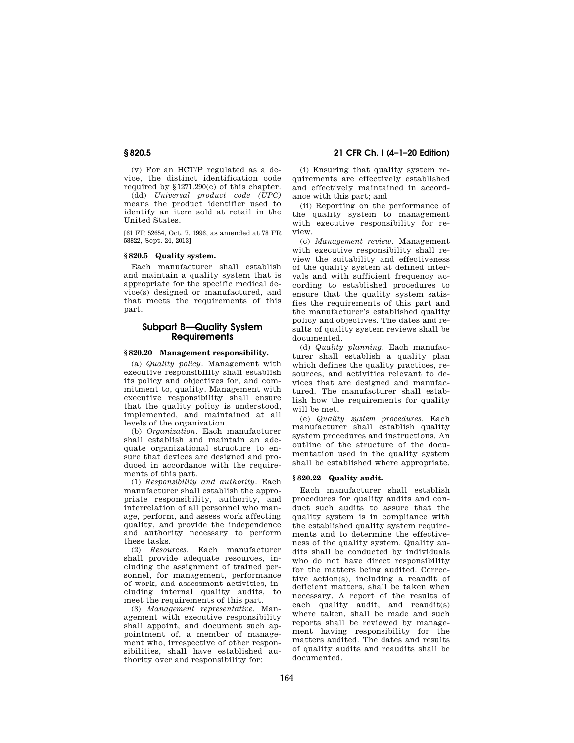(v) For an HCT/P regulated as a device, the distinct identification code required by §1271.290(c) of this chapter.

(dd) *Universal product code (UPC)* means the product identifier used to identify an item sold at retail in the United States.

[61 FR 52654, Oct. 7, 1996, as amended at 78 FR 58822, Sept. 24, 2013]

### § 820.5 Quality system.

Each manufacturer shall establish and maintain a quality system that is appropriate for the specific medical device(s) designed or manufactured, and that meets the requirements of this part.

## Subpart B—Quality System Requirements

### § 820.20 Management responsibility.

(a) *Quality policy.* Management with executive responsibility shall establish its policy and objectives for, and commitment to, quality. Management with executive responsibility shall ensure that the quality policy is understood, implemented, and maintained at all levels of the organization.

(b) *Organization.* Each manufacturer shall establish and maintain an adequate organizational structure to ensure that devices are designed and produced in accordance with the requirements of this part.

(1) *Responsibility and authority.* Each manufacturer shall establish the appropriate responsibility, authority, and interrelation of all personnel who manage, perform, and assess work affecting quality, and provide the independence and authority necessary to perform these tasks.

(2) *Resources.* Each manufacturer shall provide adequate resources, including the assignment of trained personnel, for management, performance of work, and assessment activities, including internal quality audits, to meet the requirements of this part.

(3) *Management representative.* Management with executive responsibility shall appoint, and document such appointment of, a member of management who, irrespective of other responsibilities, shall have established authority over and responsibility for:

(i) Ensuring that quality system requirements are effectively established and effectively maintained in accordance with this part; and

(ii) Reporting on the performance of the quality system to management with executive responsibility for review.

(c) *Management review.* Management with executive responsibility shall review the suitability and effectiveness of the quality system at defined intervals and with sufficient frequency according to established procedures to ensure that the quality system satisfies the requirements of this part and the manufacturer's established quality policy and objectives. The dates and results of quality system reviews shall be documented.

(d) *Quality planning.* Each manufacturer shall establish a quality plan which defines the quality practices, resources, and activities relevant to devices that are designed and manufactured. The manufacturer shall establish how the requirements for quality will be met.

(e) *Quality system procedures.* Each manufacturer shall establish quality system procedures and instructions. An outline of the structure of the documentation used in the quality system shall be established where appropriate.

### § 820.22 Quality audit.

Each manufacturer shall establish procedures for quality audits and conduct such audits to assure that the quality system is in compliance with the established quality system requirements and to determine the effectiveness of the quality system. Quality audits shall be conducted by individuals who do not have direct responsibility for the matters being audited. Corrective action(s), including a reaudit of deficient matters, shall be taken when necessary. A report of the results of each quality audit, and reaudit(s) where taken, shall be made and such reports shall be reviewed by management having responsibility for the matters audited. The dates and results of quality audits and reaudits shall be documented.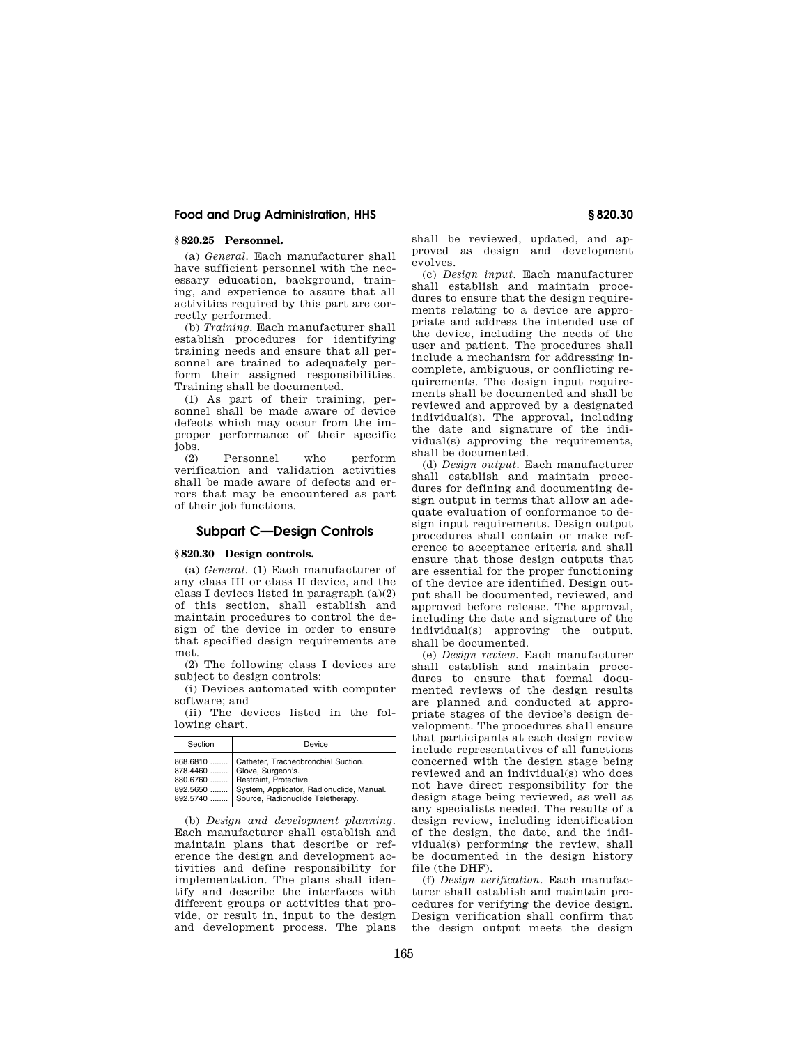### § 820.25 Personnel.

(a) *General*. Each manufacturer shall have sufficient personnel with the necessary education, background, training, and experience to assure that all activities required by this part are correctly performed.

(b) *Training*. Each manufacturer shall establish procedures for identifying training needs and ensure that all personnel are trained to adequately perform their assigned responsibilities. Training shall be documented.

(1) As part of their training, personnel shall be made aware of device defects which may occur from the improper performance of their specific jobs.

(2) Personnel who perform verification and validation activities shall be made aware of defects and errors that may be encountered as part of their job functions.

## Subpart C—Design Controls

### § 820.30 Design controls.

(a) *General*. (1) Each manufacturer of any class III or class II device, and the class I devices listed in paragraph (a)(2) of this section, shall establish and maintain procedures to control the design of the device in order to ensure that specified design requirements are met.

(2) The following class I devices are subject to design controls:

(i) Devices automated with computer software; and

(ii) The devices listed in the following chart.

| Section | Device |
|---|---|
| 868.6810 | Catheter, Tracheobronchial Suction. |
| 878.4460 | Glove, Surgeon's. |
| 880.6760 | Restraint, Protective. |
| 892.5650 | System, Applicator, Radionuclide, Manual. |
| 892.5740 | Source, Radionuclide Teletherapy. |

(b) *Design and development planning*. Each manufacturer shall establish and maintain plans that describe or reference the design and development activities and define responsibility for implementation. The plans shall identify and describe the interfaces with different groups or activities that provide, or result in, input to the design and development process. The plans shall be reviewed, updated, and approved as design and development evolves.

(c) *Design input*. Each manufacturer shall establish and maintain procedures to ensure that the design requirements relating to a device are appropriate and address the intended use of the device, including the needs of the user and patient. The procedures shall include a mechanism for addressing incomplete, ambiguous, or conflicting requirements. The design input requirements shall be documented and shall be reviewed and approved by a designated individual(s). The approval, including the date and signature of the individual(s) approving the requirements, shall be documented.

(d) *Design output*. Each manufacturer shall establish and maintain procedures for defining and documenting design output in terms that allow an adequate evaluation of conformance to design input requirements. Design output procedures shall contain or make reference to acceptance criteria and shall ensure that those design outputs that are essential for the proper functioning of the device are identified. Design output shall be documented, reviewed, and approved before release. The approval, including the date and signature of the individual(s) approving the output, shall be documented.

(e) *Design review*. Each manufacturer shall establish and maintain procedures to ensure that formal documented reviews of the design results are planned and conducted at appropriate stages of the device's design development. The procedures shall ensure that participants at each design review include representatives of all functions concerned with the design stage being reviewed and an individual(s) who does not have direct responsibility for the design stage being reviewed, as well as any specialists needed. The results of a design review, including identification of the design, the date, and the individual(s) performing the review, shall be documented in the design history file (the DHF).

(f) *Design verification*. Each manufacturer shall establish and maintain procedures for verifying the device design. Design verification shall confirm that the design output meets the design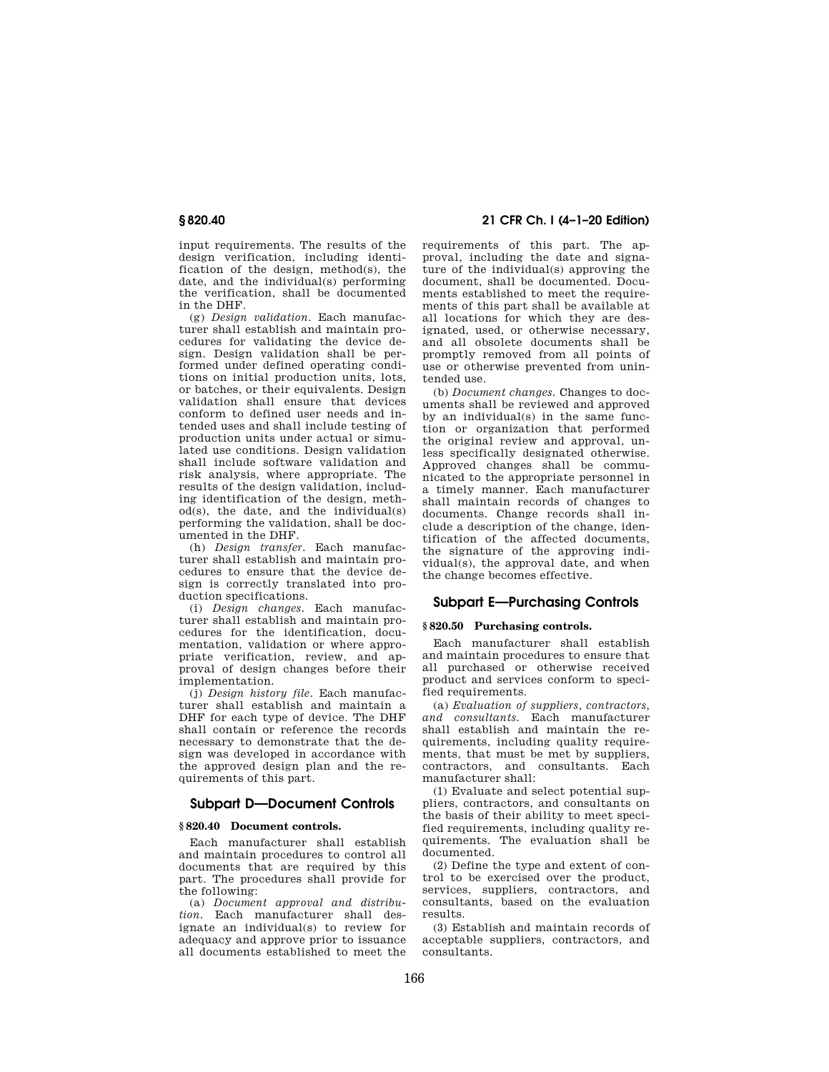input requirements. The results of the design verification, including identification of the design, method(s), the date, and the individual(s) performing the verification, shall be documented in the DHF.

(g) *Design validation.* Each manufacturer shall establish and maintain procedures for validating the device design. Design validation shall be performed under defined operating conditions on initial production units, lots, or batches, or their equivalents. Design validation shall ensure that devices conform to defined user needs and intended uses and shall include testing of production units under actual or simulated use conditions. Design validation shall include software validation and risk analysis, where appropriate. The results of the design validation, including identification of the design, method(s), the date, and the individual(s) performing the validation, shall be documented in the DHF.

(h) *Design transfer.* Each manufacturer shall establish and maintain procedures to ensure that the device design is correctly translated into production specifications.

(i) *Design changes.* Each manufacturer shall establish and maintain procedures for the identification, documentation, validation or where appropriate verification, review, and approval of design changes before their implementation.

(j) *Design history file.* Each manufacturer shall establish and maintain a DHF for each type of device. The DHF shall contain or reference the records necessary to demonstrate that the design was developed in accordance with the approved design plan and the requirements of this part.

## Subpart D—Document Controls

### § 820.40 Document controls.

Each manufacturer shall establish and maintain procedures to control all documents that are required by this part. The procedures shall provide for the following:

(a) *Document approval and distribution.* Each manufacturer shall designate an individual(s) to review for adequacy and approve prior to issuance all documents established to meet the requirements of this part. The approval, including the date and signature of the individual(s) approving the document, shall be documented. Documents established to meet the requirements of this part shall be available at all locations for which they are designated, used, or otherwise necessary, and all obsolete documents shall be promptly removed from all points of use or otherwise prevented from unintended use.

(b) *Document changes.* Changes to documents shall be reviewed and approved by an individual(s) in the same function or organization that performed the original review and approval, unless specifically designated otherwise. Approved changes shall be communicated to the appropriate personnel in a timely manner. Each manufacturer shall maintain records of changes to documents. Change records shall include a description of the change, identification of the affected documents, the signature of the approving individual(s), the approval date, and when the change becomes effective.

## Subpart E—Purchasing Controls

### § 820.50 Purchasing controls.

Each manufacturer shall establish and maintain procedures to ensure that all purchased or otherwise received product and services conform to specified requirements.

(a) *Evaluation of suppliers, contractors, and consultants.* Each manufacturer shall establish and maintain the requirements, including quality requirements, that must be met by suppliers, contractors, and consultants. Each manufacturer shall:

(1) Evaluate and select potential suppliers, contractors, and consultants on the basis of their ability to meet specified requirements, including quality requirements. The evaluation shall be documented.

(2) Define the type and extent of control to be exercised over the product, services, suppliers, contractors, and consultants, based on the evaluation results.

(3) Establish and maintain records of acceptable suppliers, contractors, and consultants.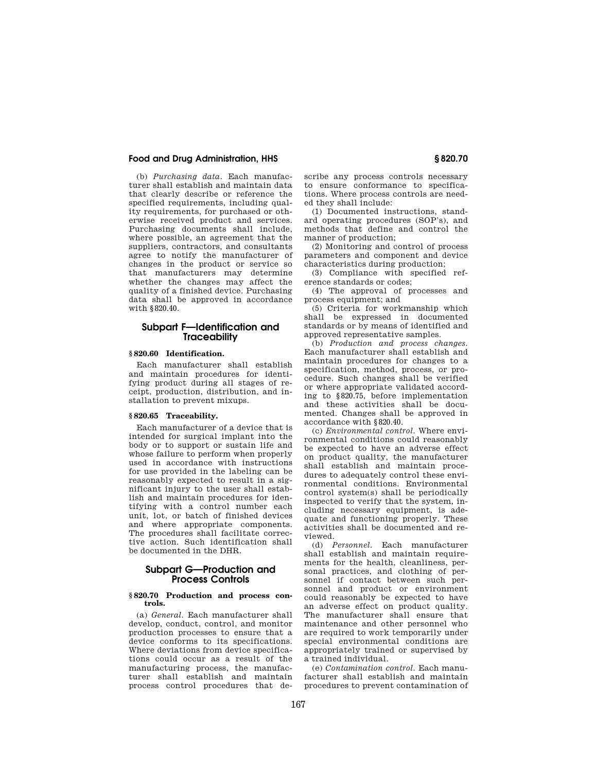(b) *Purchasing data.* Each manufacturer shall establish and maintain data that clearly describe or reference the specified requirements, including quality requirements, for purchased or otherwise received product and services. Purchasing documents shall include, where possible, an agreement that the suppliers, contractors, and consultants agree to notify the manufacturer of changes in the product or service so that manufacturers may determine whether the changes may affect the quality of a finished device. Purchasing data shall be approved in accordance with §820.40.

## Subpart F—Identification and Traceability

### §820.60 Identification.

Each manufacturer shall establish and maintain procedures for identifying product during all stages of receipt, production, distribution, and installation to prevent mixups.

### §820.65 Traceability.

Each manufacturer of a device that is intended for surgical implant into the body or to support or sustain life and whose failure to perform when properly used in accordance with instructions for use provided in the labeling can be reasonably expected to result in a significant injury to the user shall establish and maintain procedures for identifying with a control number each unit, lot, or batch of finished devices and where appropriate components. The procedures shall facilitate corrective action. Such identification shall be documented in the DHR.

## Subpart G—Production and Process Controls

### §820.70 Production and process controls.

(a) *General.* Each manufacturer shall develop, conduct, control, and monitor production processes to ensure that a device conforms to its specifications. Where deviations from device specifications could occur as a result of the manufacturing process, the manufacturer shall establish and maintain process control procedures that describe any process controls necessary to ensure conformance to specifications. Where process controls are needed they shall include:

(1) Documented instructions, standard operating procedures (SOP's), and methods that define and control the manner of production;

(2) Monitoring and control of process parameters and component and device characteristics during production;

(3) Compliance with specified reference standards or codes;

(4) The approval of processes and process equipment; and

(5) Criteria for workmanship which shall be expressed in documented standards or by means of identified and approved representative samples.

(b) *Production and process changes.* Each manufacturer shall establish and maintain procedures for changes to a specification, method, process, or procedure. Such changes shall be verified or where appropriate validated according to §820.75, before implementation and these activities shall be documented. Changes shall be approved in accordance with §820.40.

(c) *Environmental control.* Where environmental conditions could reasonably be expected to have an adverse effect on product quality, the manufacturer shall establish and maintain procedures to adequately control these environmental conditions. Environmental control system(s) shall be periodically inspected to verify that the system, including necessary equipment, is adequate and functioning properly. These activities shall be documented and reviewed.

(d) *Personnel.* Each manufacturer shall establish and maintain requirements for the health, cleanliness, personal practices, and clothing of personnel if contact between such personnel and product or environment could reasonably be expected to have an adverse effect on product quality. The manufacturer shall ensure that maintenance and other personnel who are required to work temporarily under special environmental conditions are appropriately trained or supervised by a trained individual.

(e) *Contamination control.* Each manufacturer shall establish and maintain procedures to prevent contamination of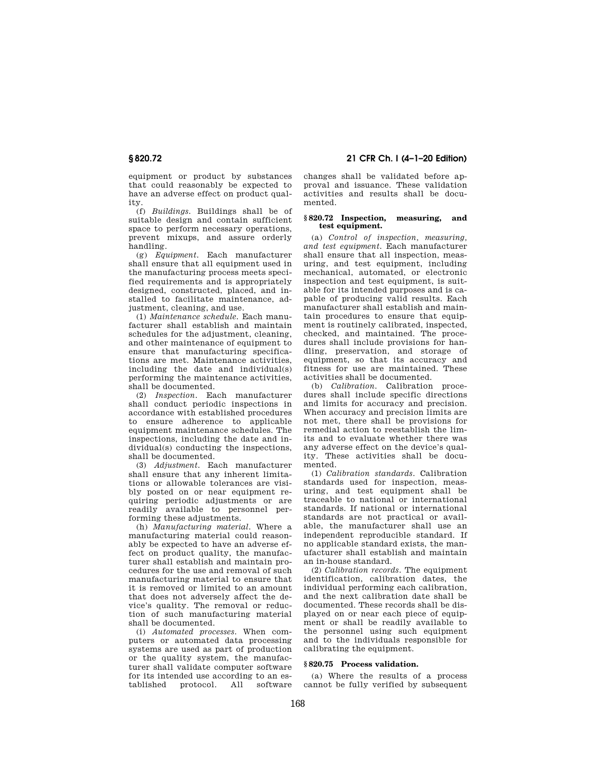equipment or product by substances that could reasonably be expected to have an adverse effect on product quality.

(f) *Buildings*. Buildings shall be of suitable design and contain sufficient space to perform necessary operations, prevent mixups, and assure orderly handling.

(g) *Equipment*. Each manufacturer shall ensure that all equipment used in the manufacturing process meets specified requirements and is appropriately designed, constructed, placed, and installed to facilitate maintenance, adjustment, cleaning, and use.

(1) *Maintenance schedule*. Each manufacturer shall establish and maintain schedules for the adjustment, cleaning, and other maintenance of equipment to ensure that manufacturing specifications are met. Maintenance activities, including the date and individual(s) performing the maintenance activities, shall be documented.

(2) *Inspection*. Each manufacturer shall conduct periodic inspections in accordance with established procedures to ensure adherence to applicable equipment maintenance schedules. The inspections, including the date and individual(s) conducting the inspections, shall be documented.

(3) *Adjustment*. Each manufacturer shall ensure that any inherent limitations or allowable tolerances are visibly posted on or near equipment requiring periodic adjustments or are readily available to personnel performing these adjustments.

(h) *Manufacturing material*. Where a manufacturing material could reasonably be expected to have an adverse effect on product quality, the manufacturer shall establish and maintain procedures for the use and removal of such manufacturing material to ensure that it is removed or limited to an amount that does not adversely affect the device's quality. The removal or reduction of such manufacturing material shall be documented.

(i) *Automated processes*. When computers or automated data processing systems are used as part of production or the quality system, the manufacturer shall validate computer software for its intended use according to an established protocol. All software changes shall be validated before approval and issuance. These validation activities and results shall be documented.

### § 820.72 Inspection, measuring, and test equipment.

(a) *Control of inspection, measuring, and test equipment*. Each manufacturer shall ensure that all inspection, measuring, and test equipment, including mechanical, automated, or electronic inspection and test equipment, is suitable for its intended purposes and is capable of producing valid results. Each manufacturer shall establish and maintain procedures to ensure that equipment is routinely calibrated, inspected, checked, and maintained. The procedures shall include provisions for handling, preservation, and storage of equipment, so that its accuracy and fitness for use are maintained. These activities shall be documented.

(b) *Calibration*. Calibration procedures shall include specific directions and limits for accuracy and precision. When accuracy and precision limits are not met, there shall be provisions for remedial action to reestablish the limits and to evaluate whether there was any adverse effect on the device's quality. These activities shall be documented.

(1) *Calibration standards*. Calibration standards used for inspection, measuring, and test equipment shall be traceable to national or international standards. If national or international standards are not practical or available, the manufacturer shall use an independent reproducible standard. If no applicable standard exists, the manufacturer shall establish and maintain an in-house standard.

(2) *Calibration records*. The equipment identification, calibration dates, the individual performing each calibration, and the next calibration date shall be documented. These records shall be displayed on or near each piece of equipment or shall be readily available to the personnel using such equipment and to the individuals responsible for calibrating the equipment.

### § 820.75 Process validation.

(a) Where the results of a process cannot be fully verified by subsequent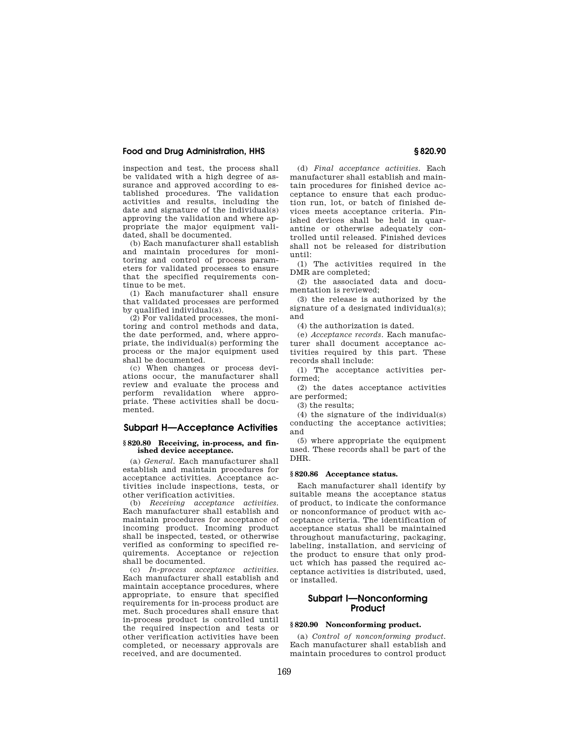inspection and test, the process shall be validated with a high degree of assurance and approved according to established procedures. The validation activities and results, including the date and signature of the individual(s) approving the validation and where appropriate the major equipment validated, shall be documented.

(b) Each manufacturer shall establish and maintain procedures for monitoring and control of process parameters for validated processes to ensure that the specified requirements continue to be met.

(1) Each manufacturer shall ensure that validated processes are performed by qualified individual(s).

(2) For validated processes, the monitoring and control methods and data, the date performed, and, where appropriate, the individual(s) performing the process or the major equipment used shall be documented.

(c) When changes or process deviations occur, the manufacturer shall review and evaluate the process and perform revalidation where appropriate. These activities shall be documented.

## Subpart H—Acceptance Activities

### § 820.80 Receiving, in-process, and finished device acceptance.

(a) *General.* Each manufacturer shall establish and maintain procedures for acceptance activities. Acceptance activities include inspections, tests, or other verification activities.

(b) *Receiving acceptance activities.* Each manufacturer shall establish and maintain procedures for acceptance of incoming product. Incoming product shall be inspected, tested, or otherwise verified as conforming to specified requirements. Acceptance or rejection shall be documented.

(c) *In-process acceptance activities.* Each manufacturer shall establish and maintain acceptance procedures, where appropriate, to ensure that specified requirements for in-process product are met. Such procedures shall ensure that in-process product is controlled until the required inspection and tests or other verification activities have been completed, or necessary approvals are received, and are documented.

(d) *Final acceptance activities.* Each manufacturer shall establish and maintain procedures for finished device acceptance to ensure that each production run, lot, or batch of finished devices meets acceptance criteria. Finished devices shall be held in quarantine or otherwise adequately controlled until released. Finished devices shall not be released for distribution until:

(1) The activities required in the DMR are completed;

(2) the associated data and documentation is reviewed;

(3) the release is authorized by the signature of a designated individual(s); and

(4) the authorization is dated.

(e) *Acceptance records.* Each manufacturer shall document acceptance activities required by this part. These records shall include:

(1) The acceptance activities performed;

(2) the dates acceptance activities are performed;

(3) the results;

(4) the signature of the individual(s) conducting the acceptance activities; and

(5) where appropriate the equipment used. These records shall be part of the DHR.

### § 820.86 Acceptance status.

Each manufacturer shall identify by suitable means the acceptance status of product, to indicate the conformance or nonconformance of product with acceptance criteria. The identification of acceptance status shall be maintained throughout manufacturing, packaging, labeling, installation, and servicing of the product to ensure that only product which has passed the required acceptance activities is distributed, used, or installed.

## Subpart I—Nonconforming Product

### § 820.90 Nonconforming product.

(a) *Control of nonconforming product.* Each manufacturer shall establish and maintain procedures to control product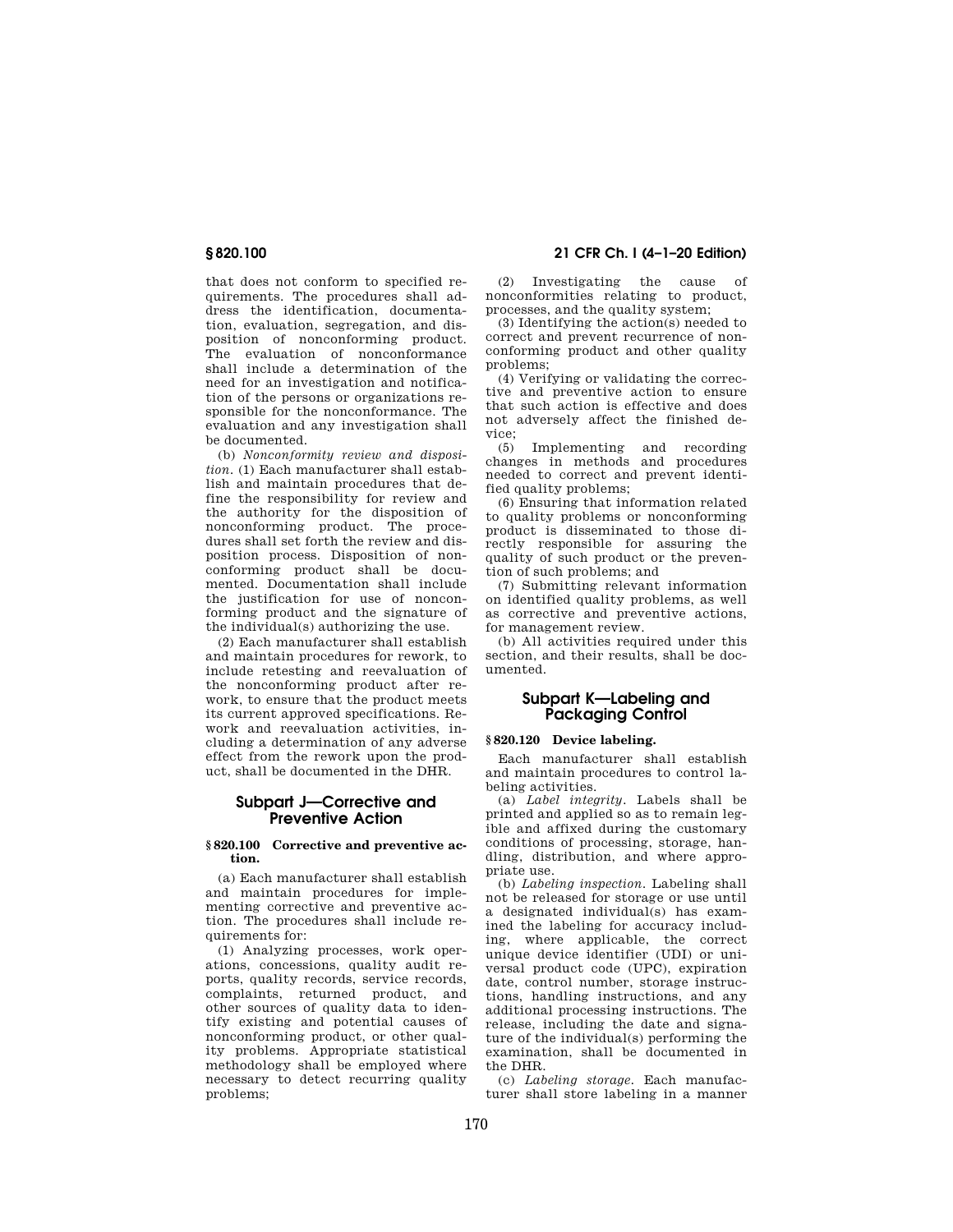that does not conform to specified requirements. The procedures shall address the identification, documentation, evaluation, segregation, and disposition of nonconforming product. The evaluation of nonconformance shall include a determination of the need for an investigation and notification of the persons or organizations responsible for the nonconformance. The evaluation and any investigation shall be documented.

(b) *Nonconformity review and disposition.* (1) Each manufacturer shall establish and maintain procedures that define the responsibility for review and the authority for the disposition of nonconforming product. The procedures shall set forth the review and disposition process. Disposition of nonconforming product shall be documented. Documentation shall include the justification for use of nonconforming product and the signature of the individual(s) authorizing the use.

(2) Each manufacturer shall establish and maintain procedures for rework, to include retesting and reevaluation of the nonconforming product after rework, to ensure that the product meets its current approved specifications. Rework and reevaluation activities, including a determination of any adverse effect from the rework upon the product, shall be documented in the DHR.

## Subpart J—Corrective and Preventive Action

### § 820.100 Corrective and preventive action.

(a) Each manufacturer shall establish and maintain procedures for implementing corrective and preventive action. The procedures shall include requirements for:

(1) Analyzing processes, work operations, concessions, quality audit reports, quality records, service records, complaints, returned product, and other sources of quality data to identify existing and potential causes of nonconforming product, or other quality problems. Appropriate statistical methodology shall be employed where necessary to detect recurring quality problems;

(2) Investigating the cause of nonconformities relating to product, processes, and the quality system;

(3) Identifying the action(s) needed to correct and prevent recurrence of nonconforming product and other quality problems;

(4) Verifying or validating the corrective and preventive action to ensure that such action is effective and does not adversely affect the finished device;

(5) Implementing and recording changes in methods and procedures needed to correct and prevent identified quality problems;

(6) Ensuring that information related to quality problems or nonconforming product is disseminated to those directly responsible for assuring the quality of such product or the prevention of such problems; and

(7) Submitting relevant information on identified quality problems, as well as corrective and preventive actions, for management review.

(b) All activities required under this section, and their results, shall be documented.

## Subpart K—Labeling and Packaging Control

### § 820.120 Device labeling.

Each manufacturer shall establish and maintain procedures to control labeling activities.

(a) *Label integrity.* Labels shall be printed and applied so as to remain legible and affixed during the customary conditions of processing, storage, handling, distribution, and where appropriate use.

(b) *Labeling inspection.* Labeling shall not be released for storage or use until a designated individual(s) has examined the labeling for accuracy including, where applicable, the correct unique device identifier (UDI) or universal product code (UPC), expiration date, control number, storage instructions, handling instructions, and any additional processing instructions. The release, including the date and signature of the individual(s) performing the examination, shall be documented in the DHR.

(c) *Labeling storage.* Each manufacturer shall store labeling in a manner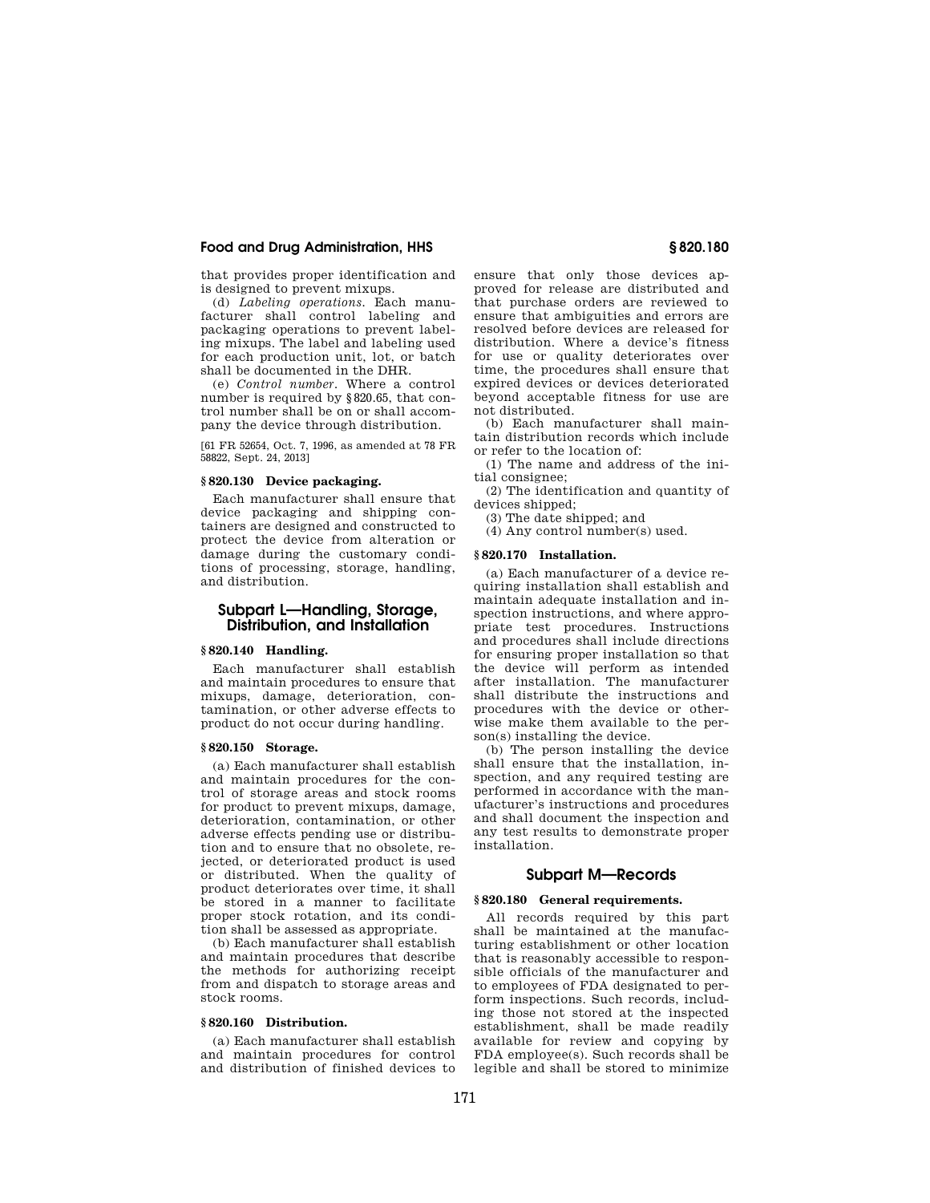that provides proper identification and is designed to prevent mixups.

(d) *Labeling operations.* Each manufacturer shall control labeling and packaging operations to prevent labeling mixups. The label and labeling used for each production unit, lot, or batch shall be documented in the DHR.

(e) *Control number.* Where a control number is required by § 820.65, that control number shall be on or shall accompany the device through distribution.

[61 FR 52654, Oct. 7, 1996, as amended at 78 FR 58822, Sept. 24, 2013]

### § 820.130 Device packaging.

Each manufacturer shall ensure that device packaging and shipping containers are designed and constructed to protect the device from alteration or damage during the customary conditions of processing, storage, handling, and distribution.

## Subpart L—Handling, Storage, Distribution, and Installation

### § 820.140 Handling.

Each manufacturer shall establish and maintain procedures to ensure that mixups, damage, deterioration, contamination, or other adverse effects to product do not occur during handling.

### § 820.150 Storage.

(a) Each manufacturer shall establish and maintain procedures for the control of storage areas and stock rooms for product to prevent mixups, damage, deterioration, contamination, or other adverse effects pending use or distribution and to ensure that no obsolete, rejected, or deteriorated product is used or distributed. When the quality of product deteriorates over time, it shall be stored in a manner to facilitate proper stock rotation, and its condition shall be assessed as appropriate.

(b) Each manufacturer shall establish and maintain procedures that describe the methods for authorizing receipt from and dispatch to storage areas and stock rooms.

### § 820.160 Distribution.

(a) Each manufacturer shall establish and maintain procedures for control and distribution of finished devices to ensure that only those devices approved for release are distributed and that purchase orders are reviewed to ensure that ambiguities and errors are resolved before devices are released for distribution. Where a device's fitness for use or quality deteriorates over time, the procedures shall ensure that expired devices or devices deteriorated beyond acceptable fitness for use are not distributed.

(b) Each manufacturer shall maintain distribution records which include or refer to the location of:

(1) The name and address of the initial consignee;

(2) The identification and quantity of devices shipped;

(3) The date shipped; and

(4) Any control number(s) used.

### § 820.170 Installation.

(a) Each manufacturer of a device requiring installation shall establish and maintain adequate installation and inspection instructions, and where appropriate test procedures. Instructions and procedures shall include directions for ensuring proper installation so that the device will perform as intended after installation. The manufacturer shall distribute the instructions and procedures with the device or otherwise make them available to the person(s) installing the device.

(b) The person installing the device shall ensure that the installation, inspection, and any required testing are performed in accordance with the manufacturer's instructions and procedures and shall document the inspection and any test results to demonstrate proper installation.

## Subpart M—Records

### § 820.180 General requirements.

All records required by this part shall be maintained at the manufacturing establishment or other location that is reasonably accessible to responsible officials of the manufacturer and to employees of FDA designated to perform inspections. Such records, including those not stored at the inspected establishment, shall be made readily available for review and copying by FDA employee(s). Such records shall be legible and shall be stored to minimize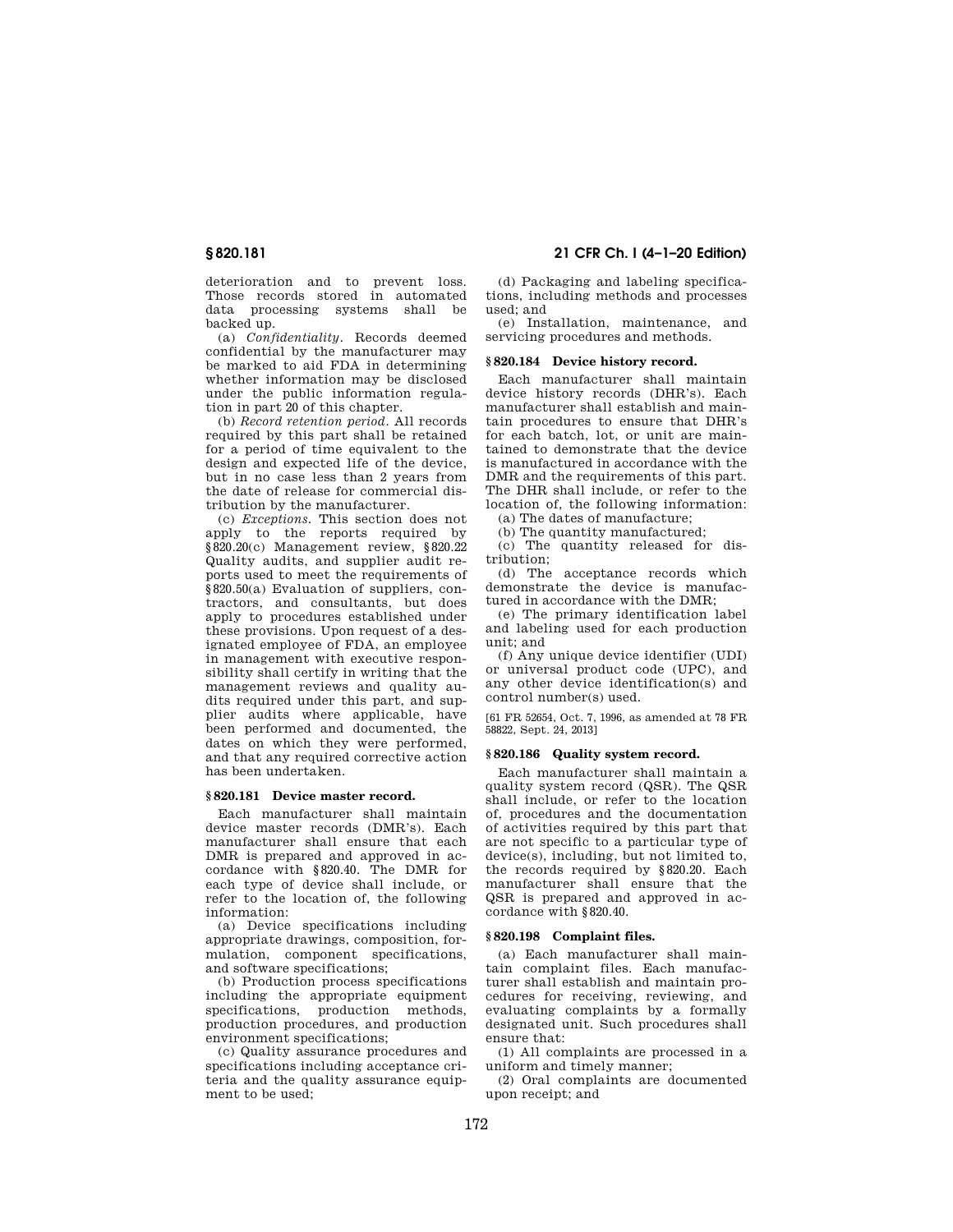deterioration and to prevent loss. Those records stored in automated data processing systems shall be backed up.

(a) *Confidentiality*. Records deemed confidential by the manufacturer may be marked to aid FDA in determining whether information may be disclosed under the public information regulation in part 20 of this chapter.

(b) *Record retention period*. All records required by this part shall be retained for a period of time equivalent to the design and expected life of the device, but in no case less than 2 years from the date of release for commercial distribution by the manufacturer.

(c) *Exceptions*. This section does not apply to the reports required by §820.20(c) Management review, §820.22 Quality audits, and supplier audit reports used to meet the requirements of §820.50(a) Evaluation of suppliers, contractors, and consultants, but does apply to procedures established under these provisions. Upon request of a designated employee of FDA, an employee in management with executive responsibility shall certify in writing that the management reviews and quality audits required under this part, and supplier audits where applicable, have been performed and documented, the dates on which they were performed, and that any required corrective action has been undertaken.

### § 820.181 Device master record.

Each manufacturer shall maintain device master records (DMR's). Each manufacturer shall ensure that each DMR is prepared and approved in accordance with §820.40. The DMR for each type of device shall include, or refer to the location of, the following information:

(a) Device specifications including appropriate drawings, composition, formulation, component specifications, and software specifications;

(b) Production process specifications including the appropriate equipment specifications, production methods, production procedures, and production environment specifications;

(c) Quality assurance procedures and specifications including acceptance criteria and the quality assurance equipment to be used;

(d) Packaging and labeling specifications, including methods and processes used; and

(e) Installation, maintenance, and servicing procedures and methods.

### § 820.184 Device history record.

Each manufacturer shall maintain device history records (DHR's). Each manufacturer shall establish and maintain procedures to ensure that DHR's for each batch, lot, or unit are maintained to demonstrate that the device is manufactured in accordance with the DMR and the requirements of this part. The DHR shall include, or refer to the location of, the following information:

(a) The dates of manufacture;

(b) The quantity manufactured;

(c) The quantity released for distribution;

(d) The acceptance records which demonstrate the device is manufactured in accordance with the DMR;

(e) The primary identification label and labeling used for each production unit; and

(f) Any unique device identifier (UDI) or universal product code (UPC), and any other device identification(s) and control number(s) used.

[61 FR 52654, Oct. 7, 1996, as amended at 78 FR 58822, Sept. 24, 2013]

### § 820.186 Quality system record.

Each manufacturer shall maintain a quality system record (QSR). The QSR shall include, or refer to the location of, procedures and the documentation of activities required by this part that are not specific to a particular type of device(s), including, but not limited to, the records required by §820.20. Each manufacturer shall ensure that the QSR is prepared and approved in accordance with §820.40.

### § 820.198 Complaint files.

(a) Each manufacturer shall maintain complaint files. Each manufacturer shall establish and maintain procedures for receiving, reviewing, and evaluating complaints by a formally designated unit. Such procedures shall ensure that:

(1) All complaints are processed in a uniform and timely manner;

(2) Oral complaints are documented upon receipt; and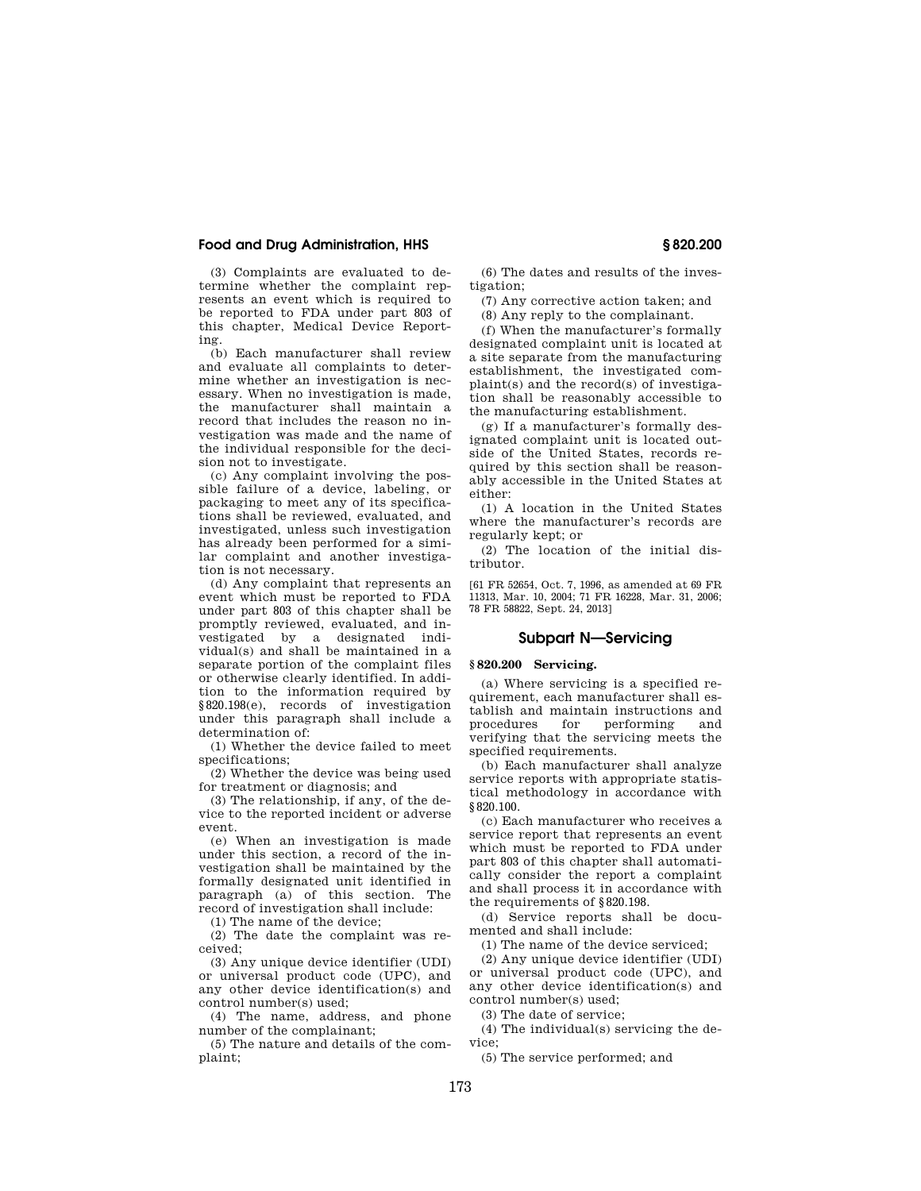(3) Complaints are evaluated to determine whether the complaint represents an event which is required to be reported to FDA under part 803 of this chapter, Medical Device Reporting.

(b) Each manufacturer shall review and evaluate all complaints to determine whether an investigation is necessary. When no investigation is made, the manufacturer shall maintain a record that includes the reason no investigation was made and the name of the individual responsible for the decision not to investigate.

(c) Any complaint involving the possible failure of a device, labeling, or packaging to meet any of its specifications shall be reviewed, evaluated, and investigated, unless such investigation has already been performed for a similar complaint and another investigation is not necessary.

(d) Any complaint that represents an event which must be reported to FDA under part 803 of this chapter shall be promptly reviewed, evaluated, and investigated by a designated individual(s) and shall be maintained in a separate portion of the complaint files or otherwise clearly identified. In addition to the information required by §820.198(e), records of investigation under this paragraph shall include a determination of:

(1) Whether the device failed to meet specifications;

(2) Whether the device was being used for treatment or diagnosis; and

(3) The relationship, if any, of the device to the reported incident or adverse event.

(e) When an investigation is made under this section, a record of the investigation shall be maintained by the formally designated unit identified in paragraph (a) of this section. The record of investigation shall include:

(1) The name of the device;

(2) The date the complaint was received;

(3) Any unique device identifier (UDI) or universal product code (UPC), and any other device identification(s) and control number(s) used;

(4) The name, address, and phone number of the complainant;

(5) The nature and details of the complaint;

(6) The dates and results of the investigation;

(7) Any corrective action taken; and

(8) Any reply to the complainant.

(f) When the manufacturer's formally designated complaint unit is located at a site separate from the manufacturing establishment, the investigated complaint(s) and the record(s) of investigation shall be reasonably accessible to the manufacturing establishment.

(g) If a manufacturer's formally designated complaint unit is located outside of the United States, records required by this section shall be reasonably accessible in the United States at either:

(1) A location in the United States where the manufacturer's records are regularly kept; or

(2) The location of the initial distributor.

[61 FR 52654, Oct. 7, 1996, as amended at 69 FR 11313, Mar. 10, 2004; 71 FR 16228, Mar. 31, 2006; 78 FR 58822, Sept. 24, 2013]

## Subpart N—Servicing

**§ 820.200 Servicing.**

(a) Where servicing is a specified requirement, each manufacturer shall establish and maintain instructions and procedures for performing and verifying that the servicing meets the specified requirements.

(b) Each manufacturer shall analyze service reports with appropriate statistical methodology in accordance with §820.100.

(c) Each manufacturer who receives a service report that represents an event which must be reported to FDA under part 803 of this chapter shall automatically consider the report a complaint and shall process it in accordance with the requirements of §820.198.

(d) Service reports shall be documented and shall include:

(1) The name of the device serviced;

(2) Any unique device identifier (UDI) or universal product code (UPC), and any other device identification(s) and control number(s) used;

(3) The date of service;

(4) The individual(s) servicing the device;

(5) The service performed; and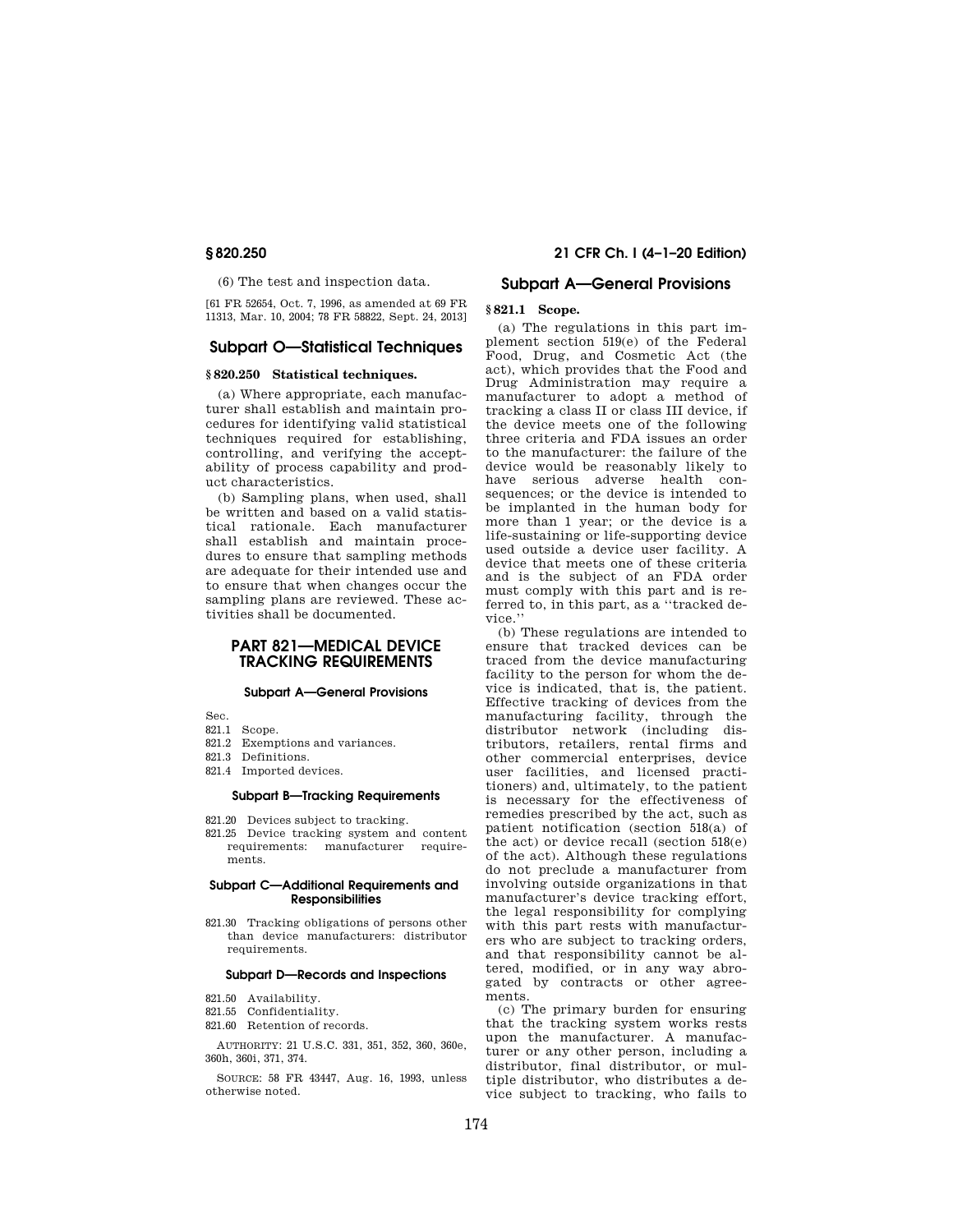(6) The test and inspection data.

[61 FR 52654, Oct. 7, 1996, as amended at 69 FR 11313, Mar. 10, 2004; 78 FR 58822, Sept. 24, 2013]

## Subpart O—Statistical Techniques

### § 820.250 Statistical techniques.

(a) Where appropriate, each manufacturer shall establish and maintain procedures for identifying valid statistical techniques required for establishing, controlling, and verifying the acceptability of process capability and product characteristics.

(b) Sampling plans, when used, shall be written and based on a valid statistical rationale. Each manufacturer shall establish and maintain procedures to ensure that sampling methods are adequate for their intended use and to ensure that when changes occur the sampling plans are reviewed. These activities shall be documented.

# PART 821—MEDICAL DEVICE TRACKING REQUIREMENTS

#### Subpart A—General Provisions

Sec.

821.1 Scope.
821.2 Exemptions and variances.
821.3 Definitions.
821.4 Imported devices.

#### Subpart B—Tracking Requirements

821.20 Devices subject to tracking.
821.25 Device tracking system and content requirements: manufacturer requirements.

#### Subpart C—Additional Requirements and Responsibilities

821.30 Tracking obligations of persons other than device manufacturers: distributor requirements.

#### Subpart D—Records and Inspections

821.50 Availability.
821.55 Confidentiality.
821.60 Retention of records.

AUTHORITY: 21 U.S.C. 331, 351, 352, 360, 360e, 360h, 360i, 371, 374.

SOURCE: 58 FR 43447, Aug. 16, 1993, unless otherwise noted.

## Subpart A—General Provisions

### § 821.1 Scope.

(a) The regulations in this part implement section 519(e) of the Federal Food, Drug, and Cosmetic Act (the act), which provides that the Food and Drug Administration may require a manufacturer to adopt a method of tracking a class II or class III device, if the device meets one of the following three criteria and FDA issues an order to the manufacturer: the failure of the device would be reasonably likely to have serious adverse health consequences; or the device is intended to be implanted in the human body for more than 1 year; or the device is a life-sustaining or life-supporting device used outside a device user facility. A device that meets one of these criteria and is the subject of an FDA order must comply with this part and is referred to, in this part, as a ''tracked device.''

(b) These regulations are intended to ensure that tracked devices can be traced from the device manufacturing facility to the person for whom the device is indicated, that is, the patient. Effective tracking of devices from the manufacturing facility, through the distributor network (including distributors, retailers, rental firms and other commercial enterprises, device user facilities, and licensed practitioners) and, ultimately, to the patient is necessary for the effectiveness of remedies prescribed by the act, such as patient notification (section 518(a) of the act) or device recall (section 518(e) of the act). Although these regulations do not preclude a manufacturer from involving outside organizations in that manufacturer's device tracking effort, the legal responsibility for complying with this part rests with manufacturers who are subject to tracking orders, and that responsibility cannot be altered, modified, or in any way abrogated by contracts or other agreements.

(c) The primary burden for ensuring that the tracking system works rests upon the manufacturer. A manufacturer or any other person, including a distributor, final distributor, or multiple distributor, who distributes a device subject to tracking, who fails to